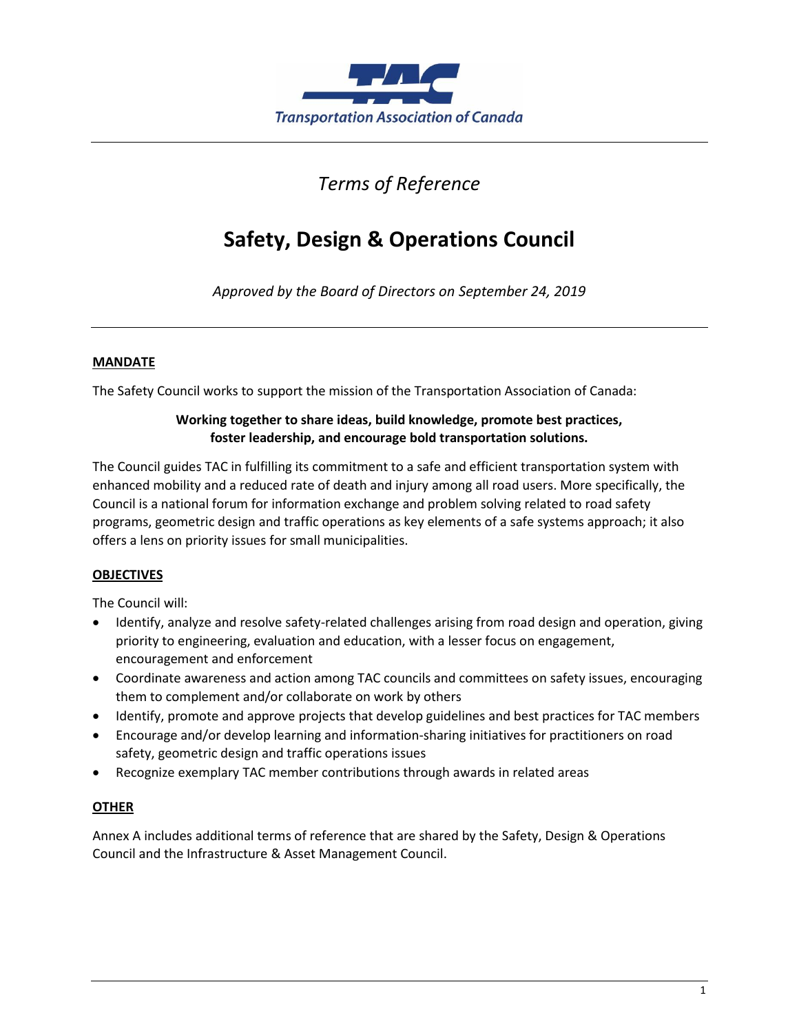Transportation Association of Canada

*Terms of Reference*

# Safety, Design & Operations Council

*Approved by the Board of Directors on September 24, 2019*

---

## MANDATE

The Safety Council works to support the mission of the Transportation Association of Canada:

**Working together to share ideas, build knowledge, promote best practices, foster leadership, and encourage bold transportation solutions.**

The Council guides TAC in fulfilling its commitment to a safe and efficient transportation system with enhanced mobility and a reduced rate of death and injury among all road users. More specifically, the Council is a national forum for information exchange and problem solving related to road safety programs, geometric design and traffic operations as key elements of a safe systems approach; it also offers a lens on priority issues for small municipalities.

## OBJECTIVES

The Council will:

- Identify, analyze and resolve safety-related challenges arising from road design and operation, giving priority to engineering, evaluation and education, with a lesser focus on engagement, encouragement and enforcement
- Coordinate awareness and action among TAC councils and committees on safety issues, encouraging them to complement and/or collaborate on work by others
- Identify, promote and approve projects that develop guidelines and best practices for TAC members
- Encourage and/or develop learning and information-sharing initiatives for practitioners on road safety, geometric design and traffic operations issues
- Recognize exemplary TAC member contributions through awards in related areas

## OTHER

Annex A includes additional terms of reference that are shared by the Safety, Design & Operations Council and the Infrastructure & Asset Management Council.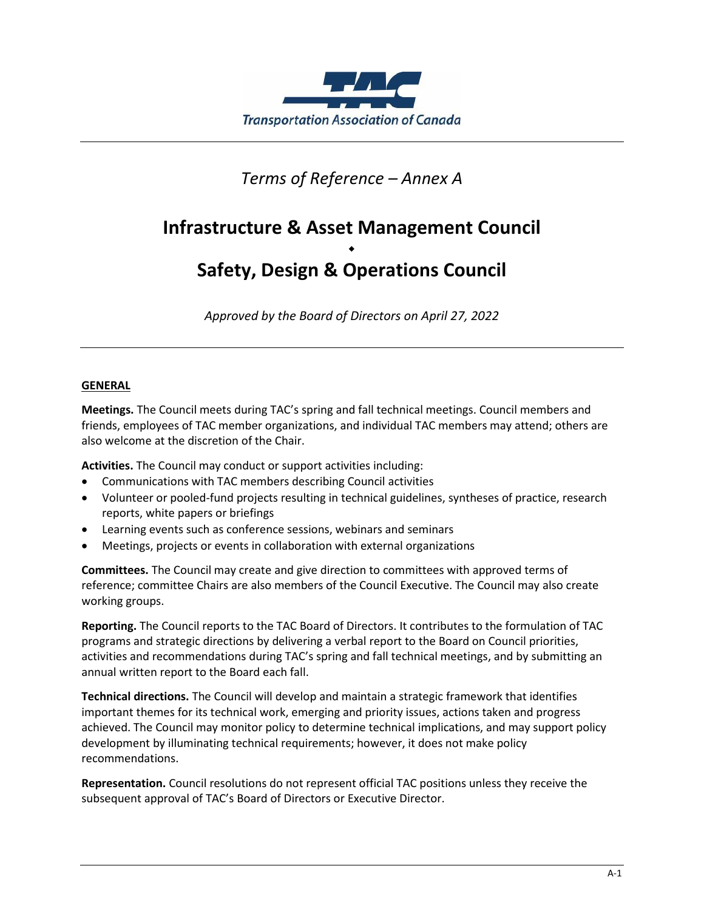*Terms of Reference – Annex A*

# Infrastructure & Asset Management Council

◆

# Safety, Design & Operations Council

*Approved by the Board of Directors on April 27, 2022*

---

## GENERAL

**Meetings.** The Council meets during TAC's spring and fall technical meetings. Council members and friends, employees of TAC member organizations, and individual TAC members may attend; others are also welcome at the discretion of the Chair.

**Activities.** The Council may conduct or support activities including:

- Communications with TAC members describing Council activities
- Volunteer or pooled-fund projects resulting in technical guidelines, syntheses of practice, research reports, white papers or briefings
- Learning events such as conference sessions, webinars and seminars
- Meetings, projects or events in collaboration with external organizations

**Committees.** The Council may create and give direction to committees with approved terms of reference; committee Chairs are also members of the Council Executive. The Council may also create working groups.

**Reporting.** The Council reports to the TAC Board of Directors. It contributes to the formulation of TAC programs and strategic directions by delivering a verbal report to the Board on Council priorities, activities and recommendations during TAC's spring and fall technical meetings, and by submitting an annual written report to the Board each fall.

**Technical directions.** The Council will develop and maintain a strategic framework that identifies important themes for its technical work, emerging and priority issues, actions taken and progress achieved. The Council may monitor policy to determine technical implications, and may support policy development by illuminating technical requirements; however, it does not make policy recommendations.

**Representation.** Council resolutions do not represent official TAC positions unless they receive the subsequent approval of TAC's Board of Directors or Executive Director.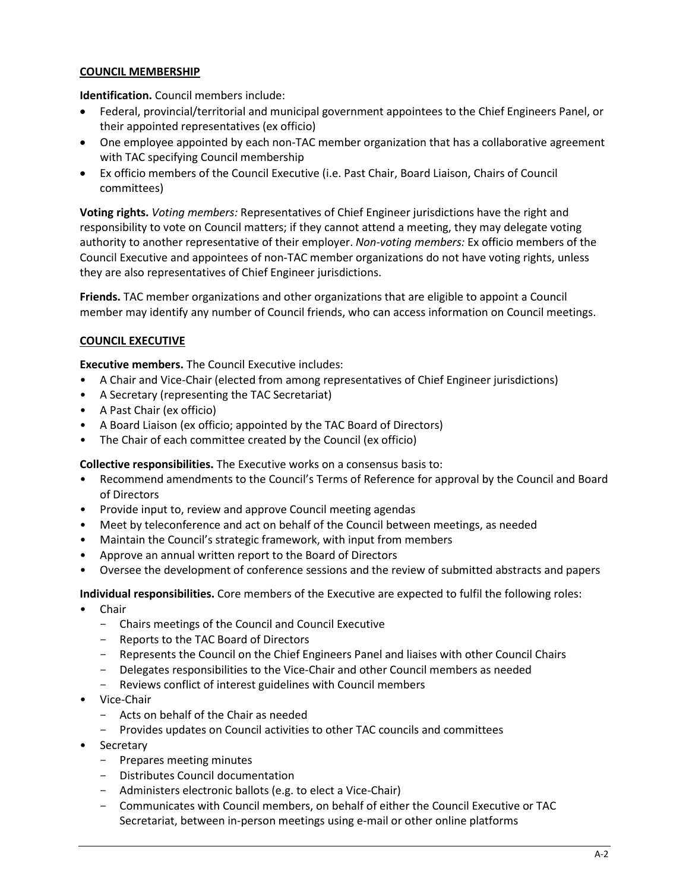## COUNCIL MEMBERSHIP

**Identification.** Council members include:

- Federal, provincial/territorial and municipal government appointees to the Chief Engineers Panel, or their appointed representatives (ex officio)
- One employee appointed by each non-TAC member organization that has a collaborative agreement with TAC specifying Council membership
- Ex officio members of the Council Executive (i.e. Past Chair, Board Liaison, Chairs of Council committees)

**Voting rights.** *Voting members:* Representatives of Chief Engineer jurisdictions have the right and responsibility to vote on Council matters; if they cannot attend a meeting, they may delegate voting authority to another representative of their employer. *Non-voting members:* Ex officio members of the Council Executive and appointees of non-TAC member organizations do not have voting rights, unless they are also representatives of Chief Engineer jurisdictions.

**Friends.** TAC member organizations and other organizations that are eligible to appoint a Council member may identify any number of Council friends, who can access information on Council meetings.

## COUNCIL EXECUTIVE

**Executive members.** The Council Executive includes:

- A Chair and Vice-Chair (elected from among representatives of Chief Engineer jurisdictions)
- A Secretary (representing the TAC Secretariat)
- A Past Chair (ex officio)
- A Board Liaison (ex officio; appointed by the TAC Board of Directors)
- The Chair of each committee created by the Council (ex officio)

**Collective responsibilities.** The Executive works on a consensus basis to:

- Recommend amendments to the Council's Terms of Reference for approval by the Council and Board of Directors
- Provide input to, review and approve Council meeting agendas
- Meet by teleconference and act on behalf of the Council between meetings, as needed
- Maintain the Council's strategic framework, with input from members
- Approve an annual written report to the Board of Directors
- Oversee the development of conference sessions and the review of submitted abstracts and papers

**Individual responsibilities.** Core members of the Executive are expected to fulfil the following roles:

- Chair
  - Chairs meetings of the Council and Council Executive
  - Reports to the TAC Board of Directors
  - Represents the Council on the Chief Engineers Panel and liaises with other Council Chairs
  - Delegates responsibilities to the Vice-Chair and other Council members as needed
  - Reviews conflict of interest guidelines with Council members
- Vice-Chair
  - Acts on behalf of the Chair as needed
  - Provides updates on Council activities to other TAC councils and committees
- Secretary
  - Prepares meeting minutes
  - Distributes Council documentation
  - Administers electronic ballots (e.g. to elect a Vice-Chair)
  - Communicates with Council members, on behalf of either the Council Executive or TAC Secretariat, between in-person meetings using e-mail or other online platforms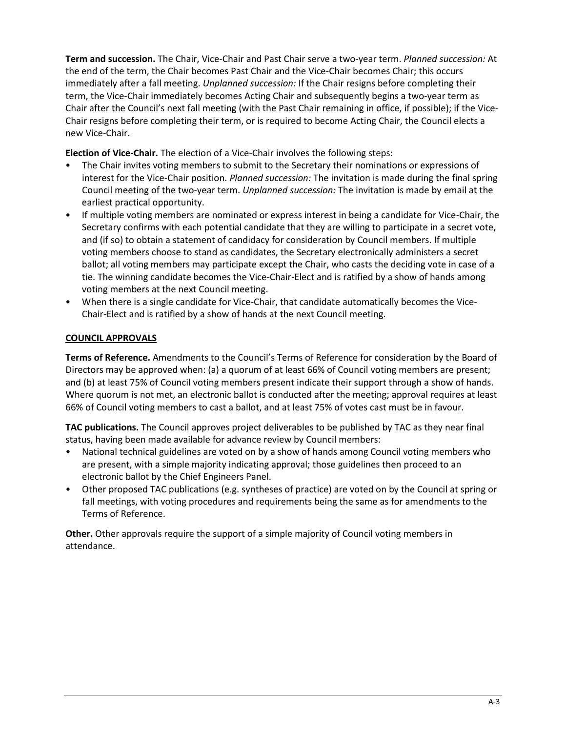**Term and succession.** The Chair, Vice-Chair and Past Chair serve a two-year term. *Planned succession:* At the end of the term, the Chair becomes Past Chair and the Vice-Chair becomes Chair; this occurs immediately after a fall meeting. *Unplanned succession:* If the Chair resigns before completing their term, the Vice-Chair immediately becomes Acting Chair and subsequently begins a two-year term as Chair after the Council's next fall meeting (with the Past Chair remaining in office, if possible); if the Vice-Chair resigns before completing their term, or is required to become Acting Chair, the Council elects a new Vice-Chair.

**Election of Vice-Chair.** The election of a Vice-Chair involves the following steps:

- The Chair invites voting members to submit to the Secretary their nominations or expressions of interest for the Vice-Chair position. *Planned succession:* The invitation is made during the final spring Council meeting of the two-year term. *Unplanned succession:* The invitation is made by email at the earliest practical opportunity.
- If multiple voting members are nominated or express interest in being a candidate for Vice-Chair, the Secretary confirms with each potential candidate that they are willing to participate in a secret vote, and (if so) to obtain a statement of candidacy for consideration by Council members. If multiple voting members choose to stand as candidates, the Secretary electronically administers a secret ballot; all voting members may participate except the Chair, who casts the deciding vote in case of a tie. The winning candidate becomes the Vice-Chair-Elect and is ratified by a show of hands among voting members at the next Council meeting.
- When there is a single candidate for Vice-Chair, that candidate automatically becomes the Vice-Chair-Elect and is ratified by a show of hands at the next Council meeting.

## COUNCIL APPROVALS

**Terms of Reference.** Amendments to the Council's Terms of Reference for consideration by the Board of Directors may be approved when: (a) a quorum of at least 66% of Council voting members are present; and (b) at least 75% of Council voting members present indicate their support through a show of hands. Where quorum is not met, an electronic ballot is conducted after the meeting; approval requires at least 66% of Council voting members to cast a ballot, and at least 75% of votes cast must be in favour.

**TAC publications.** The Council approves project deliverables to be published by TAC as they near final status, having been made available for advance review by Council members:

- National technical guidelines are voted on by a show of hands among Council voting members who are present, with a simple majority indicating approval; those guidelines then proceed to an electronic ballot by the Chief Engineers Panel.
- Other proposed TAC publications (e.g. syntheses of practice) are voted on by the Council at spring or fall meetings, with voting procedures and requirements being the same as for amendments to the Terms of Reference.

**Other.** Other approvals require the support of a simple majority of Council voting members in attendance.